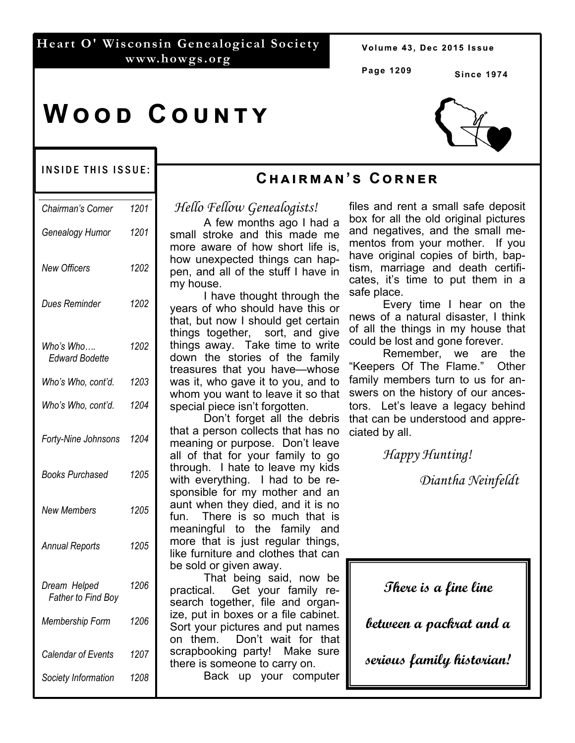# Heart O' Wisconsin Genealogical Society

www.howgs.org

Since 1974

# Wood County

## Inside This Issue:

| | |
|---|---|
| *Chairman's Corner* | *1201* |
| *Genealogy Humor* | *1201* |
| *New Officers* | *1202* |
| *Dues Reminder* | *1202* |
| *Who's Who…. Edward Bodette* | *1202* |
| *Who's Who, cont'd.* | *1203* |
| *Who's Who, cont'd.* | *1204* |
| *Forty-Nine Johnsons* | *1204* |
| *Books Purchased* | *1205* |
| *New Members* | *1205* |
| *Annual Reports* | *1205* |
| *Dream Helped Father to Find Boy* | *1206* |
| *Membership Form* | *1206* |
| *Calendar of Events* | *1207* |
| *Society Information* | *1208* |

## Chairman's Corner

*Hello Fellow Genealogists!*

A few months ago I had a small stroke and this made me more aware of how short life is, how unexpected things can happen, and all of the stuff I have in my house.

I have thought through the years of who should have this or that, but now I should get certain things together, sort, and give things away. Take time to write down the stories of the family treasures that you have—whose was it, who gave it to you, and to whom you want to leave it so that special piece isn't forgotten.

Don't forget all the debris that a person collects that has no meaning or purpose. Don't leave all of that for your family to go through. I hate to leave my kids with everything. I had to be responsible for my mother and an aunt when they died, and it is no fun. There is so much that is meaningful to the family and more that is just regular things, like furniture and clothes that can be sold or given away.

That being said, now be practical. Get your family research together, file and organize, put in boxes or a file cabinet. Sort your pictures and put names on them. Don't wait for that scrapbooking party! Make sure there is someone to carry on.

Back up your computer files and rent a small safe deposit box for all the old original pictures and negatives, and the small mementos from your mother. If you have original copies of birth, baptism, marriage and death certificates, it's time to put them in a safe place.

Every time I hear on the news of a natural disaster, I think of all the things in my house that could be lost and gone forever.

Remember, we are the "Keepers Of The Flame." Other family members turn to us for answers on the history of our ancestors. Let's leave a legacy behind that can be understood and appreciated by all.

*Happy Hunting!*

*Diantha Neinfeldt*

---

***There is a fine line between a packrat and a serious family historian!***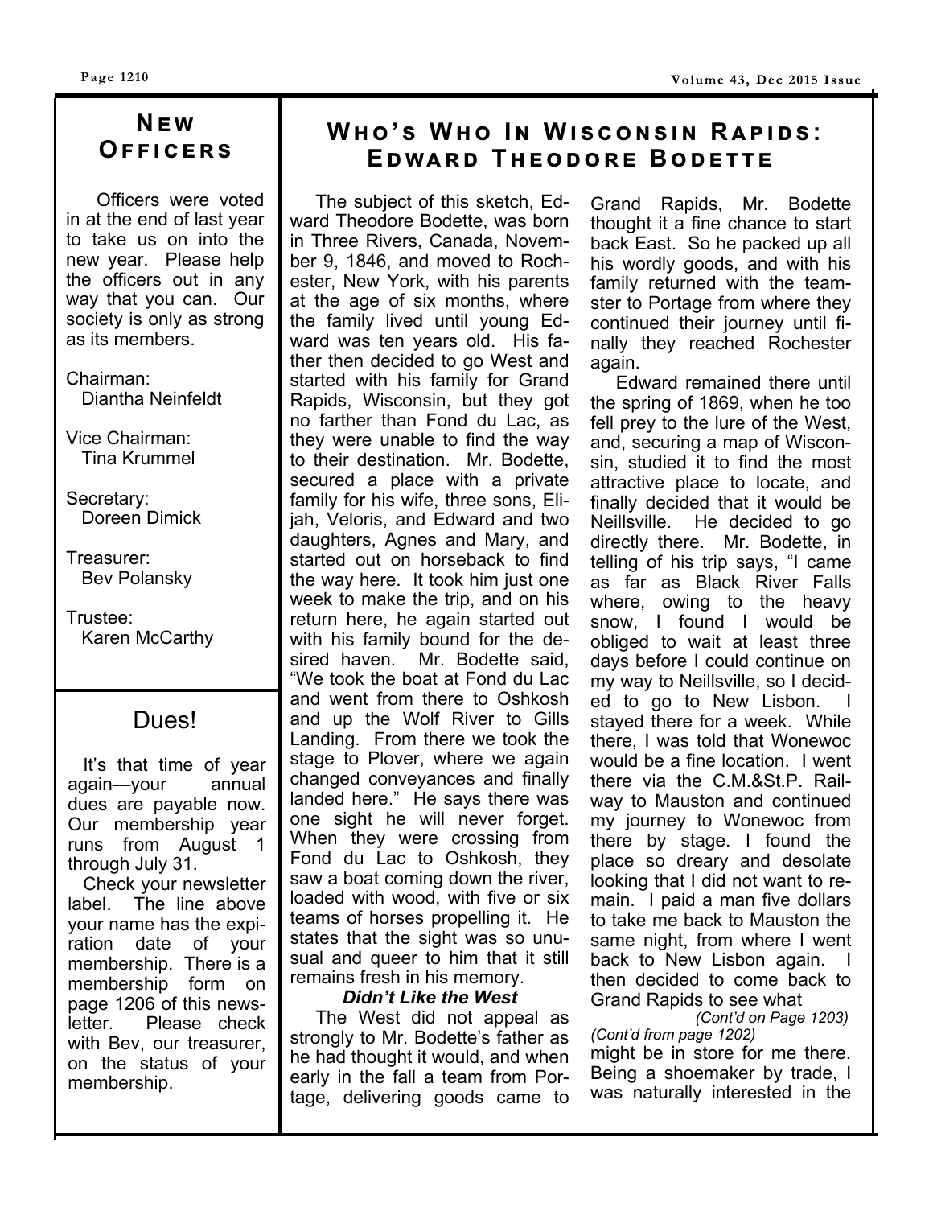## New Officers

Officers were voted in at the end of last year to take us on into the new year. Please help the officers out in any way that you can. Our society is only as strong as its members.

Chairman:
Diantha Neinfeldt

Vice Chairman:
Tina Krummel

Secretary:
Doreen Dimick

Treasurer:
Bev Polansky

Trustee:
Karen McCarthy

## Dues!

It's that time of year again—your annual dues are payable now. Our membership year runs from August 1 through July 31.

Check your newsletter label. The line above your name has the expiration date of your membership. There is a membership form on page 1206 of this newsletter. Please check with Bev, our treasurer, on the status of your membership.

# Who's Who In Wisconsin Rapids: Edward Theodore Bodette

The subject of this sketch, Edward Theodore Bodette, was born in Three Rivers, Canada, November 9, 1846, and moved to Rochester, New York, with his parents at the age of six months, where the family lived until young Edward was ten years old. His father then decided to go West and started with his family for Grand Rapids, Wisconsin, but they got no farther than Fond du Lac, as they were unable to find the way to their destination. Mr. Bodette, secured a place with a private family for his wife, three sons, Elijah, Veloris, and Edward and two daughters, Agnes and Mary, and started out on horseback to find the way here. It took him just one week to make the trip, and on his return here, he again started out with his family bound for the desired haven. Mr. Bodette said, "We took the boat at Fond du Lac and went from there to Oshkosh and up the Wolf River to Gills Landing. From there we took the stage to Plover, where we again changed conveyances and finally landed here." He says there was one sight he will never forget. When they were crossing from Fond du Lac to Oshkosh, they saw a boat coming down the river, loaded with wood, with five or six teams of horses propelling it. He states that the sight was so unusual and queer to him that it still remains fresh in his memory.

***Didn't Like the West***

The West did not appeal as strongly to Mr. Bodette's father as he had thought it would, and when early in the fall a team from Portage, delivering goods came to Grand Rapids, Mr. Bodette thought it a fine chance to start back East. So he packed up all his wordly goods, and with his family returned with the teamster to Portage from where they continued their journey until finally they reached Rochester again.

Edward remained there until the spring of 1869, when he too fell prey to the lure of the West, and, securing a map of Wisconsin, studied it to find the most attractive place to locate, and finally decided that it would be Neillsville. He decided to go directly there. Mr. Bodette, in telling of his trip says, "I came as far as Black River Falls where, owing to the heavy snow, I found I would be obliged to wait at least three days before I could continue on my way to Neillsville, so I decided to go to New Lisbon. I stayed there for a week. While there, I was told that Wonewoc would be a fine location. I went there via the C.M.&St.P. Railway to Mauston and continued my journey to Wonewoc from there by stage. I found the place so dreary and desolate looking that I did not want to remain. I paid a man five dollars to take me back to Mauston the same night, from where I went back to New Lisbon again. I then decided to come back to Grand Rapids to see what

*(Cont'd on Page 1203)*

*(Cont'd from page 1202)*

might be in store for me there. Being a shoemaker by trade, I was naturally interested in the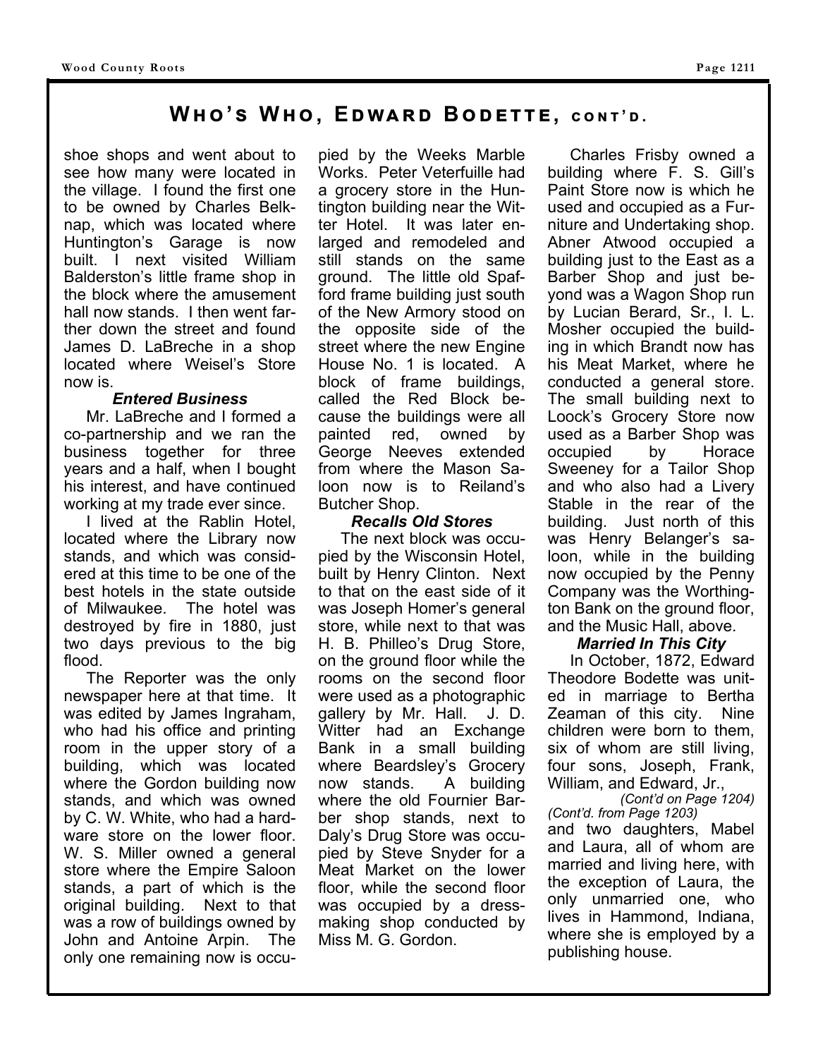## Who's Who, Edward Bodette, cont'd.

shoe shops and went about to see how many were located in the village. I found the first one to be owned by Charles Belknap, which was located where Huntington's Garage is now built. I next visited William Balderston's little frame shop in the block where the amusement hall now stands. I then went farther down the street and found James D. LaBreche in a shop located where Weisel's Store now is.

***Entered Business***

Mr. LaBreche and I formed a co-partnership and we ran the business together for three years and a half, when I bought his interest, and have continued working at my trade ever since.

I lived at the Rablin Hotel, located where the Library now stands, and which was considered at this time to be one of the best hotels in the state outside of Milwaukee. The hotel was destroyed by fire in 1880, just two days previous to the big flood.

The Reporter was the only newspaper here at that time. It was edited by James Ingraham, who had his office and printing room in the upper story of a building, which was located where the Gordon building now stands, and which was owned by C. W. White, who had a hardware store on the lower floor. W. S. Miller owned a general store where the Empire Saloon stands, a part of which is the original building. Next to that was a row of buildings owned by John and Antoine Arpin. The only one remaining now is occupied by the Weeks Marble Works. Peter Veterfuille had a grocery store in the Huntington building near the Witter Hotel. It was later enlarged and remodeled and still stands on the same ground. The little old Spafford frame building just south of the New Armory stood on the opposite side of the street where the new Engine House No. 1 is located. A block of frame buildings, called the Red Block because the buildings were all painted red, owned by George Neeves extended from where the Mason Saloon now is to Reiland's Butcher Shop.

***Recalls Old Stores***

The next block was occupied by the Wisconsin Hotel, built by Henry Clinton. Next to that on the east side of it was Joseph Homer's general store, while next to that was H. B. Philleo's Drug Store, on the ground floor while the rooms on the second floor were used as a photographic gallery by Mr. Hall. J. D. Witter had an Exchange Bank in a small building where Beardsley's Grocery now stands. A building where the old Fournier Barber shop stands, next to Daly's Drug Store was occupied by Steve Snyder for a Meat Market on the lower floor, while the second floor was occupied by a dressmaking shop conducted by Miss M. G. Gordon.

Charles Frisby owned a building where F. S. Gill's Paint Store now is which he used and occupied as a Furniture and Undertaking shop. Abner Atwood occupied a building just to the East as a Barber Shop and just beyond was a Wagon Shop run by Lucian Berard, Sr., I. L. Mosher occupied the building in which Brandt now has his Meat Market, where he conducted a general store. The small building next to Loock's Grocery Store now used as a Barber Shop was occupied by Horace Sweeney for a Tailor Shop and who also had a Livery Stable in the rear of the building. Just north of this was Henry Belanger's saloon, while in the building now occupied by the Penny Company was the Worthington Bank on the ground floor, and the Music Hall, above.

***Married In This City***

In October, 1872, Edward Theodore Bodette was united in marriage to Bertha Zeaman of this city. Nine children were born to them, six of whom are still living, four sons, Joseph, Frank, William, and Edward, Jr.,

*(Cont'd on Page 1204)*

*(Cont'd. from Page 1203)*

and two daughters, Mabel and Laura, all of whom are married and living here, with the exception of Laura, the only unmarried one, who lives in Hammond, Indiana, where she is employed by a publishing house.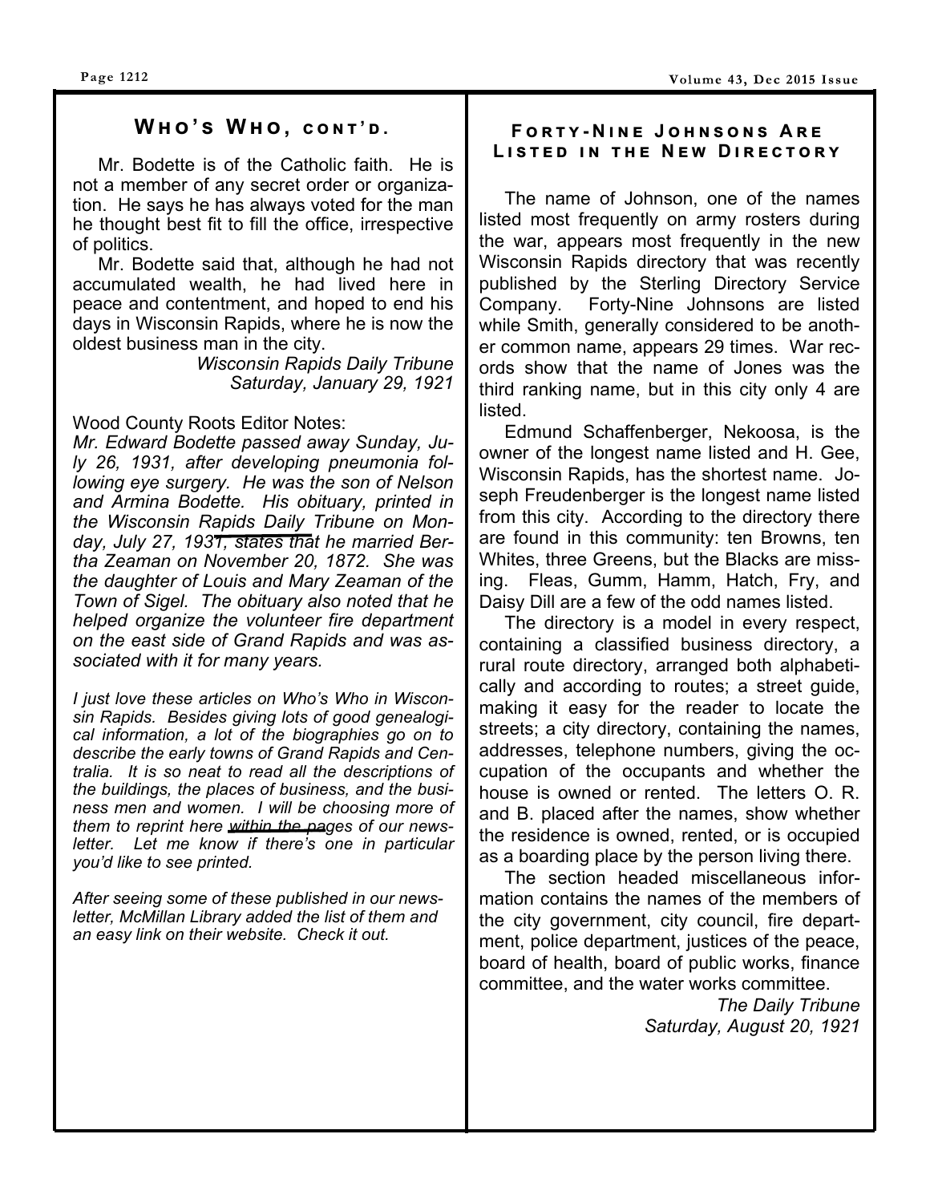## Who's Who, cont'd.

Mr. Bodette is of the Catholic faith. He is not a member of any secret order or organization. He says he has always voted for the man he thought best fit to fill the office, irrespective of politics.

Mr. Bodette said that, although he had not accumulated wealth, he had lived here in peace and contentment, and hoped to end his days in Wisconsin Rapids, where he is now the oldest business man in the city.

*Wisconsin Rapids Daily Tribune*
*Saturday, January 29, 1921*

Wood County Roots Editor Notes:

*Mr. Edward Bodette passed away Sunday, July 26, 1931, after developing pneumonia following eye surgery. He was the son of Nelson and Armina Bodette. His obituary, printed in the Wisconsin Rapids Daily Tribune on Monday, July 27, 1931, states that he married Bertha Zeaman on November 20, 1872. She was the daughter of Louis and Mary Zeaman of the Town of Sigel. The obituary also noted that he helped organize the volunteer fire department on the east side of Grand Rapids and was associated with it for many years.*

*I just love these articles on Who's Who in Wisconsin Rapids. Besides giving lots of good genealogical information, a lot of the biographies go on to describe the early towns of Grand Rapids and Centralia. It is so neat to read all the descriptions of the buildings, the places of business, and the business men and women. I will be choosing more of them to reprint here within the pages of our newsletter. Let me know if there's one in particular you'd like to see printed.*

*After seeing some of these published in our newsletter, McMillan Library added the list of them and an easy link on their website. Check it out.*

## Forty-Nine Johnsons Are Listed in the New Directory

The name of Johnson, one of the names listed most frequently on army rosters during the war, appears most frequently in the new Wisconsin Rapids directory that was recently published by the Sterling Directory Service Company. Forty-Nine Johnsons are listed while Smith, generally considered to be another common name, appears 29 times. War records show that the name of Jones was the third ranking name, but in this city only 4 are listed.

Edmund Schaffenberger, Nekoosa, is the owner of the longest name listed and H. Gee, Wisconsin Rapids, has the shortest name. Joseph Freudenberger is the longest name listed from this city. According to the directory there are found in this community: ten Browns, ten Whites, three Greens, but the Blacks are missing. Fleas, Gumm, Hamm, Hatch, Fry, and Daisy Dill are a few of the odd names listed.

The directory is a model in every respect, containing a classified business directory, a rural route directory, arranged both alphabetically and according to routes; a street guide, making it easy for the reader to locate the streets; a city directory, containing the names, addresses, telephone numbers, giving the occupation of the occupants and whether the house is owned or rented. The letters O. R. and B. placed after the names, show whether the residence is owned, rented, or is occupied as a boarding place by the person living there.

The section headed miscellaneous information contains the names of the members of the city government, city council, fire department, police department, justices of the peace, board of health, board of public works, finance committee, and the water works committee.

*The Daily Tribune*
*Saturday, August 20, 1921*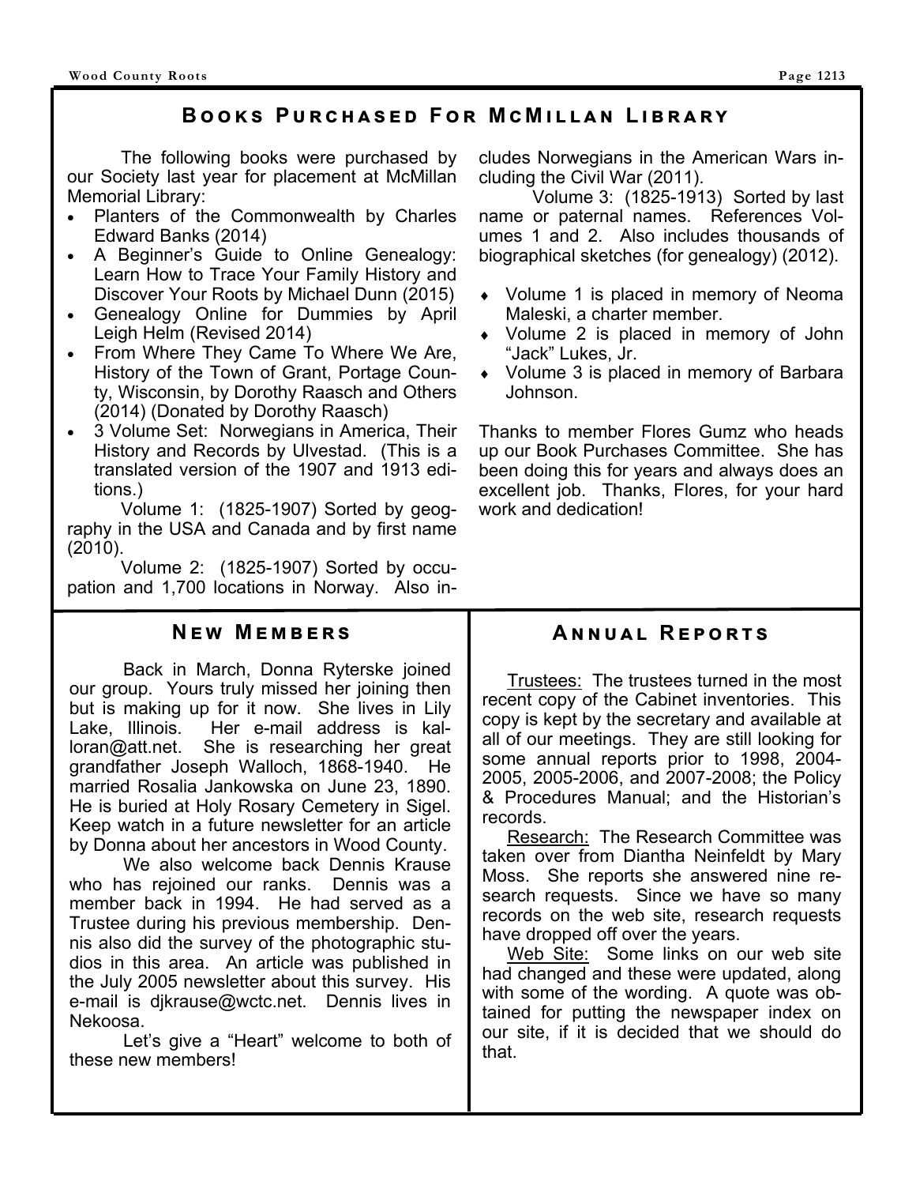## Books Purchased For McMillan Library

The following books were purchased by our Society last year for placement at McMillan Memorial Library:

- Planters of the Commonwealth by Charles Edward Banks (2014)
- A Beginner's Guide to Online Genealogy: Learn How to Trace Your Family History and Discover Your Roots by Michael Dunn (2015)
- Genealogy Online for Dummies by April Leigh Helm (Revised 2014)
- From Where They Came To Where We Are, History of the Town of Grant, Portage County, Wisconsin, by Dorothy Raasch and Others (2014) (Donated by Dorothy Raasch)
- 3 Volume Set: Norwegians in America, Their History and Records by Ulvestad. (This is a translated version of the 1907 and 1913 editions.)

Volume 1: (1825-1907) Sorted by geography in the USA and Canada and by first name (2010).

Volume 2: (1825-1907) Sorted by occupation and 1,700 locations in Norway. Also includes Norwegians in the American Wars including the Civil War (2011).

Volume 3: (1825-1913) Sorted by last name or paternal names. References Volumes 1 and 2. Also includes thousands of biographical sketches (for genealogy) (2012).

- Volume 1 is placed in memory of Neoma Maleski, a charter member.
- Volume 2 is placed in memory of John "Jack" Lukes, Jr.
- Volume 3 is placed in memory of Barbara Johnson.

Thanks to member Flores Gumz who heads up our Book Purchases Committee. She has been doing this for years and always does an excellent job. Thanks, Flores, for your hard work and dedication!

## New Members

Back in March, Donna Ryterske joined our group. Yours truly missed her joining then but is making up for it now. She lives in Lily Lake, Illinois. Her e-mail address is kalloran@att.net. She is researching her great grandfather Joseph Walloch, 1868-1940. He married Rosalia Jankowska on June 23, 1890. He is buried at Holy Rosary Cemetery in Sigel. Keep watch in a future newsletter for an article by Donna about her ancestors in Wood County.

We also welcome back Dennis Krause who has rejoined our ranks. Dennis was a member back in 1994. He had served as a Trustee during his previous membership. Dennis also did the survey of the photographic studios in this area. An article was published in the July 2005 newsletter about this survey. His e-mail is djkrause@wctc.net. Dennis lives in Nekoosa.

Let's give a "Heart" welcome to both of these new members!

## Annual Reports

Trustees: The trustees turned in the most recent copy of the Cabinet inventories. This copy is kept by the secretary and available at all of our meetings. They are still looking for some annual reports prior to 1998, 2004-2005, 2005-2006, and 2007-2008; the Policy & Procedures Manual; and the Historian's records.

Research: The Research Committee was taken over from Diantha Neinfeldt by Mary Moss. She reports she answered nine research requests. Since we have so many records on the web site, research requests have dropped off over the years.

Web Site: Some links on our web site had changed and these were updated, along with some of the wording. A quote was obtained for putting the newspaper index on our site, if it is decided that we should do that.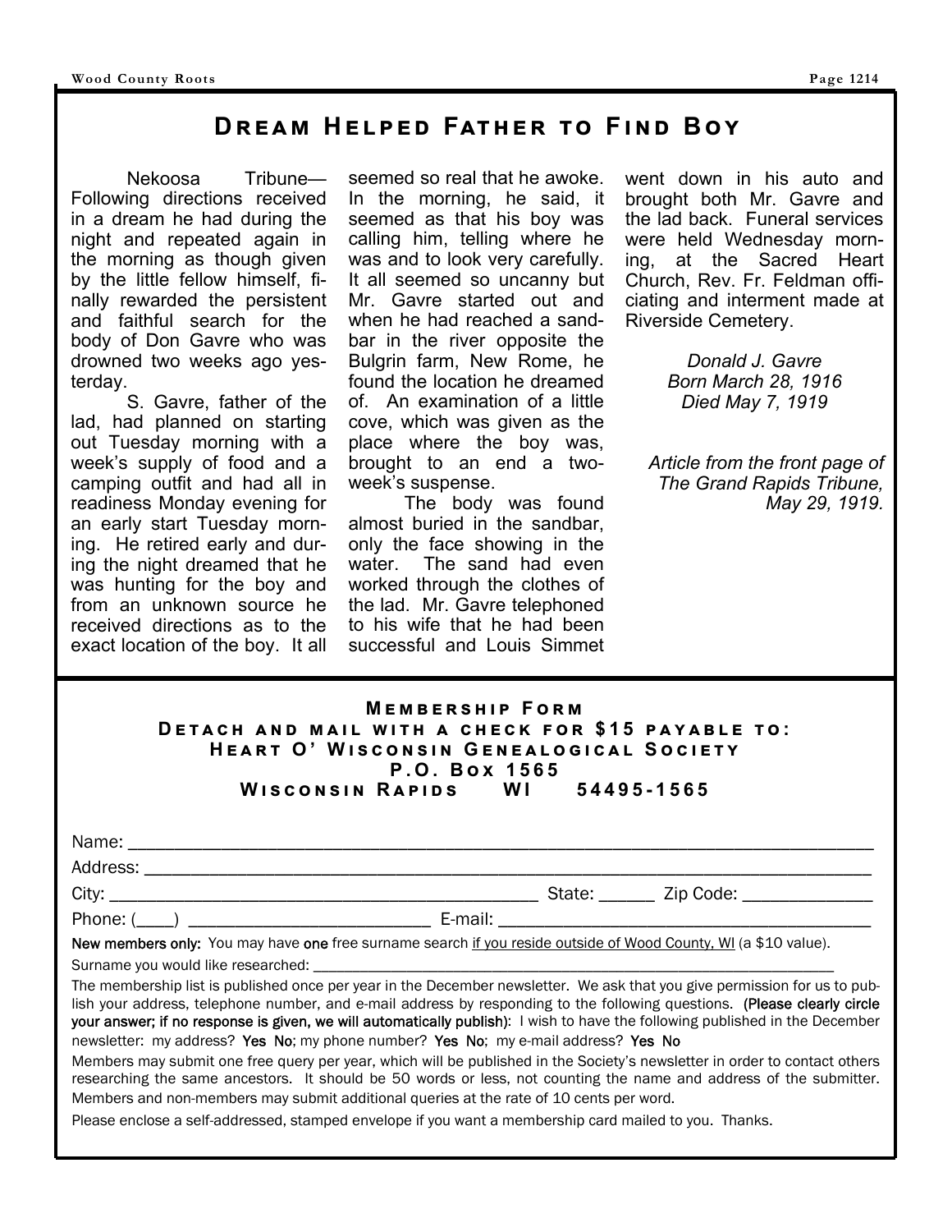# Dream Helped Father to Find Boy

Nekoosa Tribune—Following directions received in a dream he had during the night and repeated again in the morning as though given by the little fellow himself, finally rewarded the persistent and faithful search for the body of Don Gavre who was drowned two weeks ago yesterday.

S. Gavre, father of the lad, had planned on starting out Tuesday morning with a week's supply of food and a camping outfit and had all in readiness Monday evening for an early start Tuesday morning. He retired early and during the night dreamed that he was hunting for the boy and from an unknown source he received directions as to the exact location of the boy. It all seemed so real that he awoke. In the morning, he said, it seemed as that his boy was calling him, telling where he was and to look very carefully. It all seemed so uncanny but Mr. Gavre started out and when he had reached a sandbar in the river opposite the Bulgrin farm, New Rome, he found the location he dreamed of. An examination of a little cove, which was given as the place where the boy was, brought to an end a two-week's suspense.

The body was found almost buried in the sandbar, only the face showing in the water. The sand had even worked through the clothes of the lad. Mr. Gavre telephoned to his wife that he had been successful and Louis Simmet went down in his auto and brought both Mr. Gavre and the lad back. Funeral services were held Wednesday morning, at the Sacred Heart Church, Rev. Fr. Feldman officiating and interment made at Riverside Cemetery.

*Donald J. Gavre*
*Born March 28, 1916*
*Died May 7, 1919*

*Article from the front page of The Grand Rapids Tribune, May 29, 1919.*

## Membership Form

**Detach and mail with a check for $15 payable to:**
**Heart O' Wisconsin Genealogical Society**
**P.O. Box 1565**
**Wisconsin Rapids WI 54495-1565**

Name: ____________________________________________

Address: __________________________________________

City: ___________________________ State: ______ Zip Code: ______________

Phone: (____) __________________________ E-mail: ______________________

**New members only:** You may have **one** free surname search if you reside outside of Wood County, WI (a $10 value).

Surname you would like researched: ______________________________________

The membership list is published once per year in the December newsletter. We ask that you give permission for us to publish your address, telephone number, and e-mail address by responding to the following questions. **(Please clearly circle your answer; if no response is given, we will automatically publish)**: I wish to have the following published in the December newsletter: my address? **Yes No**; my phone number? **Yes No**; my e-mail address? **Yes No**

Members may submit one free query per year, which will be published in the Society's newsletter in order to contact others researching the same ancestors. It should be 50 words or less, not counting the name and address of the submitter. Members and non-members may submit additional queries at the rate of 10 cents per word.

Please enclose a self-addressed, stamped envelope if you want a membership card mailed to you. Thanks.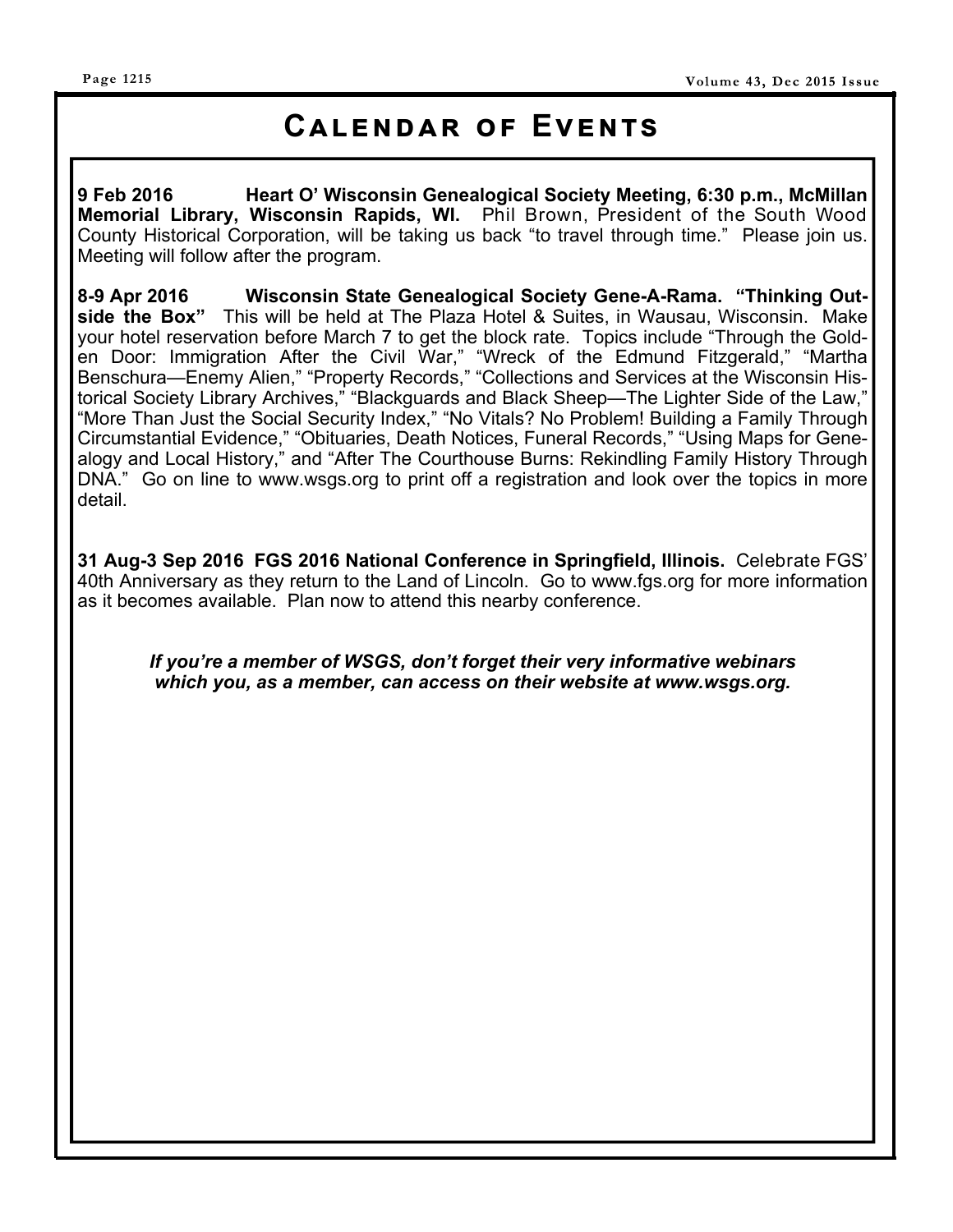# Calendar of Events

**9 Feb 2016 Heart O' Wisconsin Genealogical Society Meeting, 6:30 p.m., McMillan Memorial Library, Wisconsin Rapids, WI.** Phil Brown, President of the South Wood County Historical Corporation, will be taking us back "to travel through time." Please join us. Meeting will follow after the program.

**8-9 Apr 2016 Wisconsin State Genealogical Society Gene-A-Rama. "Thinking Outside the Box"** This will be held at The Plaza Hotel & Suites, in Wausau, Wisconsin. Make your hotel reservation before March 7 to get the block rate. Topics include "Through the Golden Door: Immigration After the Civil War," "Wreck of the Edmund Fitzgerald," "Martha Benschura—Enemy Alien," "Property Records," "Collections and Services at the Wisconsin Historical Society Library Archives," "Blackguards and Black Sheep—The Lighter Side of the Law," "More Than Just the Social Security Index," "No Vitals? No Problem! Building a Family Through Circumstantial Evidence," "Obituaries, Death Notices, Funeral Records," "Using Maps for Genealogy and Local History," and "After The Courthouse Burns: Rekindling Family History Through DNA." Go on line to www.wsgs.org to print off a registration and look over the topics in more detail.

**31 Aug-3 Sep 2016 FGS 2016 National Conference in Springfield, Illinois.** Celebrate FGS' 40th Anniversary as they return to the Land of Lincoln. Go to www.fgs.org for more information as it becomes available. Plan now to attend this nearby conference.

***If you're a member of WSGS, don't forget their very informative webinars which you, as a member, can access on their website at www.wsgs.org.***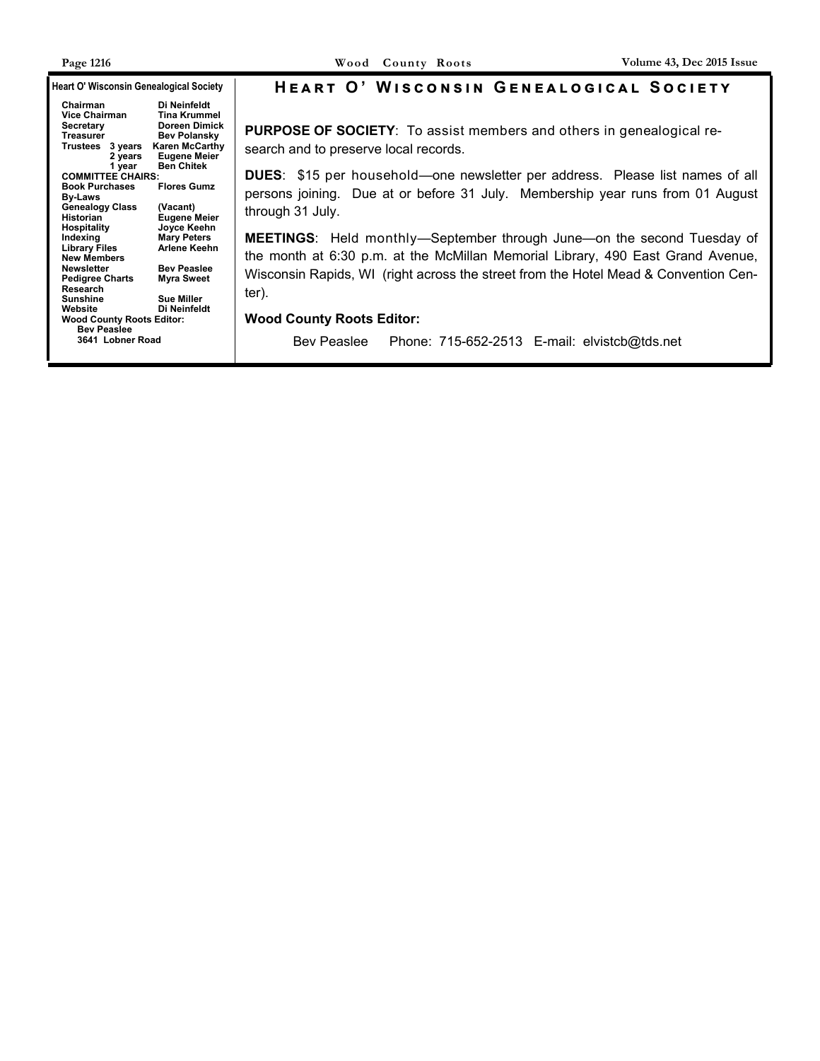**Heart O' Wisconsin Genealogical Society**

| | |
|---|---|
| **Chairman** | **Di Neinfeldt** |
| **Vice Chairman** | **Tina Krummel** |
| **Secretary** | **Doreen Dimick** |
| **Treasurer** | **Bev Polansky** |
| **Trustees 3 years** | **Karen McCarthy** |
| **2 years** | **Eugene Meier** |
| **1 year** | **Ben Chitek** |

**COMMITTEE CHAIRS:**

| | |
|---|---|
| **Book Purchases** | **Flores Gumz** |
| **By-Laws** | |
| **Genealogy Class** | **(Vacant)** |
| **Historian** | **Eugene Meier** |
| **Hospitality** | **Joyce Keehn** |
| **Indexing** | **Mary Peters** |
| **Library Files** | **Arlene Keehn** |
| **New Members** | |
| **Newsletter** | **Bev Peaslee** |
| **Pedigree Charts** | **Myra Sweet** |
| **Research** | |
| **Sunshine** | **Sue Miller** |
| **Website** | **Di Neinfeldt** |

**Wood County Roots Editor:**
**Bev Peaslee**
**3641 Lobner Road**

# HEART O' WISCONSIN GENEALOGICAL SOCIETY

**PURPOSE OF SOCIETY**: To assist members and others in genealogical research and to preserve local records.

**DUES**: $15 per household—one newsletter per address. Please list names of all persons joining. Due at or before 31 July. Membership year runs from 01 August through 31 July.

**MEETINGS**: Held monthly—September through June—on the second Tuesday of the month at 6:30 p.m. at the McMillan Memorial Library, 490 East Grand Avenue, Wisconsin Rapids, WI (right across the street from the Hotel Mead & Convention Center).

**Wood County Roots Editor:**

Bev Peaslee Phone: 715-652-2513 E-mail: elvistcb@tds.net